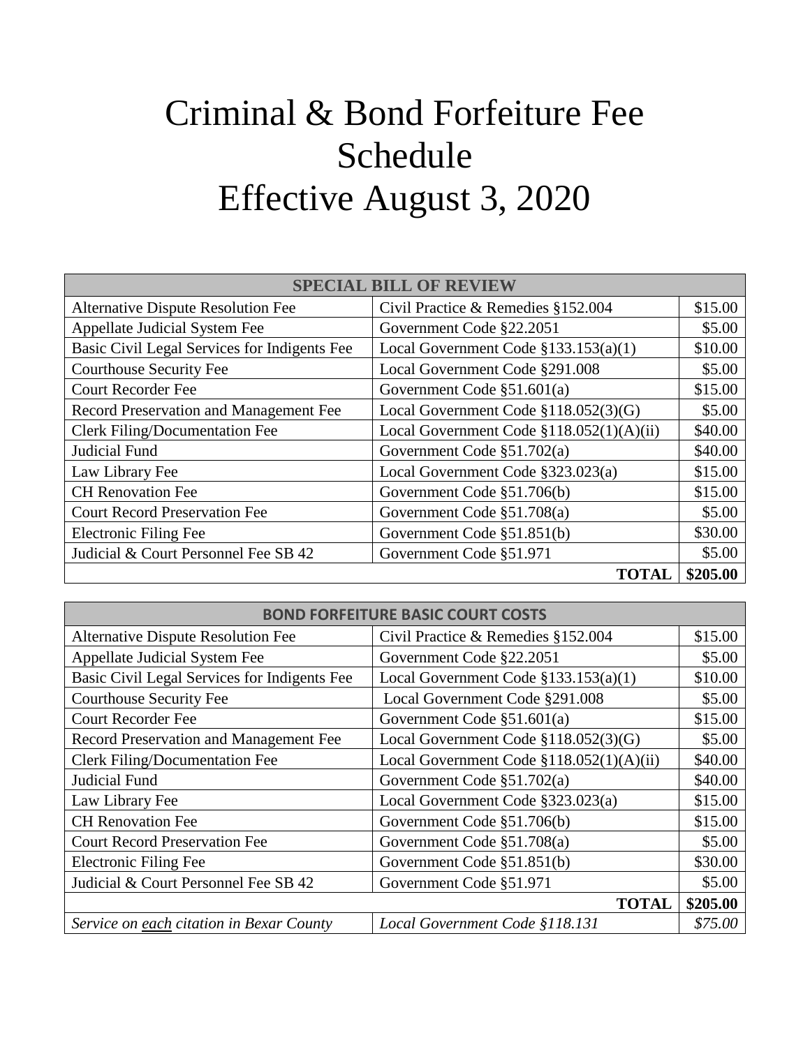# Criminal & Bond Forfeiture Fee Schedule
# Effective August 3, 2020

| SPECIAL BILL OF REVIEW | | |
|---|---|---|
| Alternative Dispute Resolution Fee | Civil Practice & Remedies §152.004 | $15.00 |
| Appellate Judicial System Fee | Government Code §22.2051 | $5.00 |
| Basic Civil Legal Services for Indigents Fee | Local Government Code §133.153(a)(1) | $10.00 |
| Courthouse Security Fee | Local Government Code §291.008 | $5.00 |
| Court Recorder Fee | Government Code §51.601(a) | $15.00 |
| Record Preservation and Management Fee | Local Government Code §118.052(3)(G) | $5.00 |
| Clerk Filing/Documentation Fee | Local Government Code §118.052(1)(A)(ii) | $40.00 |
| Judicial Fund | Government Code §51.702(a) | $40.00 |
| Law Library Fee | Local Government Code §323.023(a) | $15.00 |
| CH Renovation Fee | Government Code §51.706(b) | $15.00 |
| Court Record Preservation Fee | Government Code §51.708(a) | $5.00 |
| Electronic Filing Fee | Government Code §51.851(b) | $30.00 |
| Judicial & Court Personnel Fee SB 42 | Government Code §51.971 | $5.00 |
| | **TOTAL** | **$205.00** |

| BOND FORFEITURE BASIC COURT COSTS | | |
|---|---|---|
| Alternative Dispute Resolution Fee | Civil Practice & Remedies §152.004 | $15.00 |
| Appellate Judicial System Fee | Government Code §22.2051 | $5.00 |
| Basic Civil Legal Services for Indigents Fee | Local Government Code §133.153(a)(1) | $10.00 |
| Courthouse Security Fee | Local Government Code §291.008 | $5.00 |
| Court Recorder Fee | Government Code §51.601(a) | $15.00 |
| Record Preservation and Management Fee | Local Government Code §118.052(3)(G) | $5.00 |
| Clerk Filing/Documentation Fee | Local Government Code §118.052(1)(A)(ii) | $40.00 |
| Judicial Fund | Government Code §51.702(a) | $40.00 |
| Law Library Fee | Local Government Code §323.023(a) | $15.00 |
| CH Renovation Fee | Government Code §51.706(b) | $15.00 |
| Court Record Preservation Fee | Government Code §51.708(a) | $5.00 |
| Electronic Filing Fee | Government Code §51.851(b) | $30.00 |
| Judicial & Court Personnel Fee SB 42 | Government Code §51.971 | $5.00 |
| | **TOTAL** | **$205.00** |
| *Service on each citation in Bexar County* | *Local Government Code §118.131* | *$75.00* |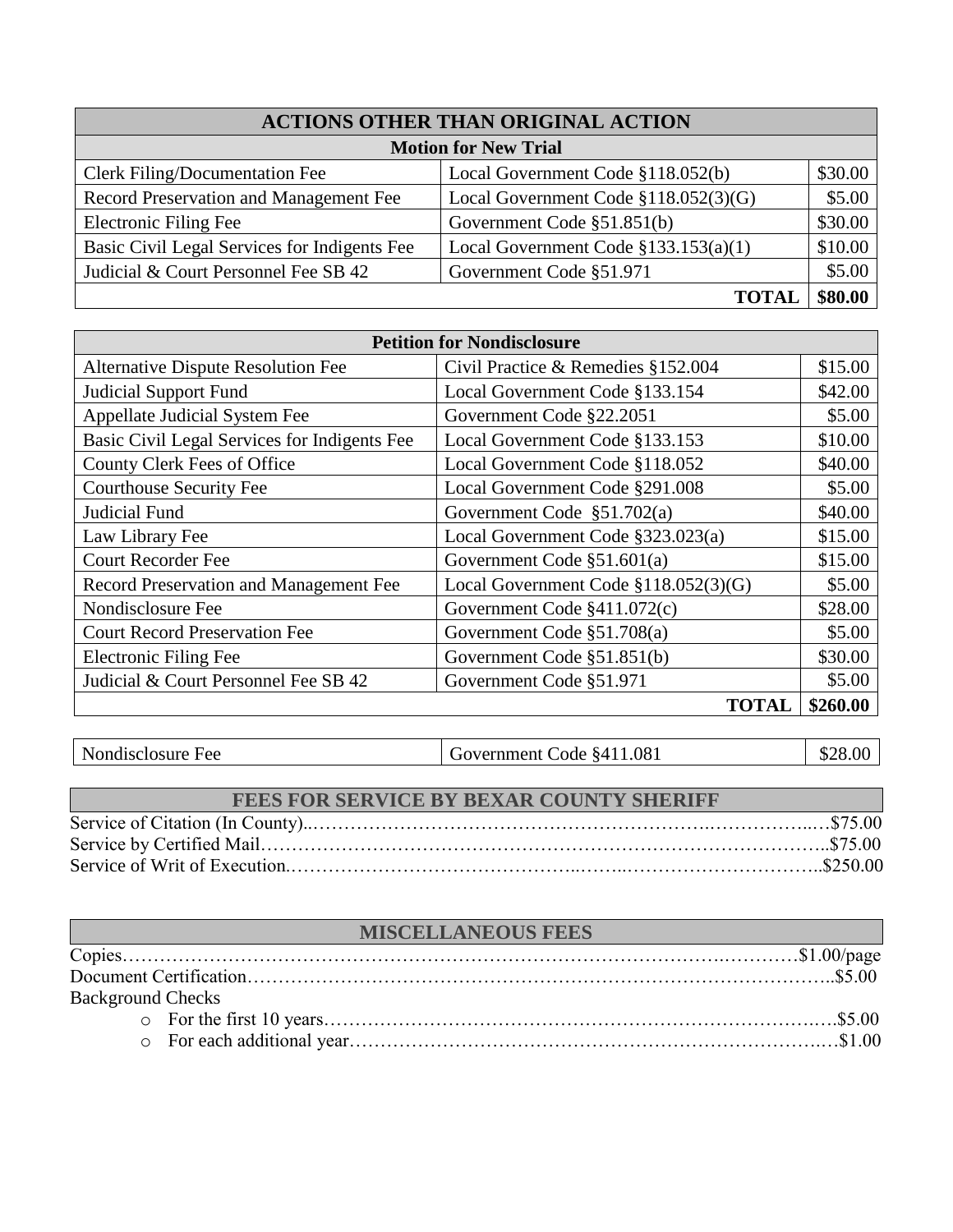## ACTIONS OTHER THAN ORIGINAL ACTION

### Motion for New Trial

| | | |
|---|---|---|
| Clerk Filing/Documentation Fee | Local Government Code §118.052(b) | $30.00 |
| Record Preservation and Management Fee | Local Government Code §118.052(3)(G) | $5.00 |
| Electronic Filing Fee | Government Code §51.851(b) | $30.00 |
| Basic Civil Legal Services for Indigents Fee | Local Government Code §133.153(a)(1) | $10.00 |
| Judicial & Court Personnel Fee SB 42 | Government Code §51.971 | $5.00 |
| | **TOTAL** | **$80.00** |

### Petition for Nondisclosure

| | | |
|---|---|---|
| Alternative Dispute Resolution Fee | Civil Practice & Remedies §152.004 | $15.00 |
| Judicial Support Fund | Local Government Code §133.154 | $42.00 |
| Appellate Judicial System Fee | Government Code §22.2051 | $5.00 |
| Basic Civil Legal Services for Indigents Fee | Local Government Code §133.153 | $10.00 |
| County Clerk Fees of Office | Local Government Code §118.052 | $40.00 |
| Courthouse Security Fee | Local Government Code §291.008 | $5.00 |
| Judicial Fund | Government Code §51.702(a) | $40.00 |
| Law Library Fee | Local Government Code §323.023(a) | $15.00 |
| Court Recorder Fee | Government Code §51.601(a) | $15.00 |
| Record Preservation and Management Fee | Local Government Code §118.052(3)(G) | $5.00 |
| Nondisclosure Fee | Government Code §411.072(c) | $28.00 |
| Court Record Preservation Fee | Government Code §51.708(a) | $5.00 |
| Electronic Filing Fee | Government Code §51.851(b) | $30.00 |
| Judicial & Court Personnel Fee SB 42 | Government Code §51.971 | $5.00 |
| | **TOTAL** | **$260.00** |

| | | |
|---|---|---|
| Nondisclosure Fee | Government Code §411.081 | $28.00 |

## FEES FOR SERVICE BY BEXAR COUNTY SHERIFF

Service of Citation (In County)……$75.00
Service by Certified Mail……$75.00
Service of Writ of Execution……$250.00

## MISCELLANEOUS FEES

Copies……$1.00/page
Document Certification……$5.00
Background Checks

- For the first 10 years……$5.00
- For each additional year……$1.00